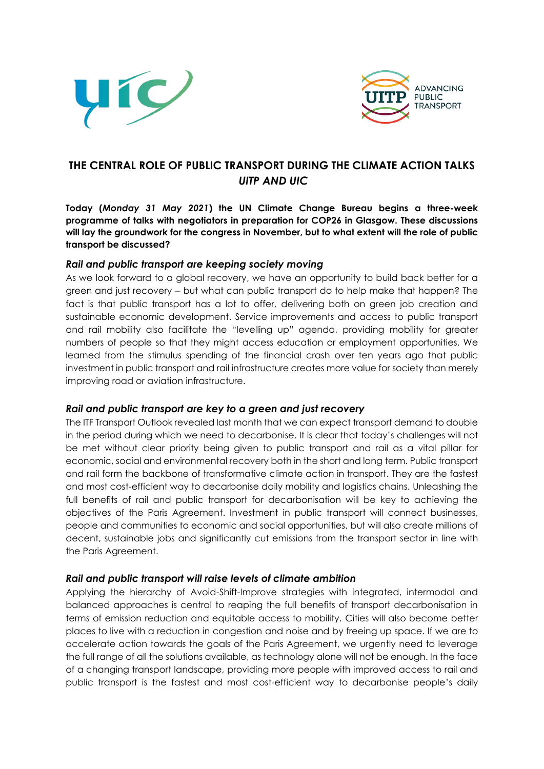# THE CENTRAL ROLE OF PUBLIC TRANSPORT DURING THE CLIMATE ACTION TALKS

## *UITP AND UIC*

**Today (*Monday 31 May 2021*) the UN Climate Change Bureau begins a three-week programme of talks with negotiators in preparation for COP26 in Glasgow. These discussions will lay the groundwork for the congress in November, but to what extent will the role of public transport be discussed?**

### *Rail and public transport are keeping society moving*

As we look forward to a global recovery, we have an opportunity to build back better for a green and just recovery – but what can public transport do to help make that happen? The fact is that public transport has a lot to offer, delivering both on green job creation and sustainable economic development. Service improvements and access to public transport and rail mobility also facilitate the "levelling up" agenda, providing mobility for greater numbers of people so that they might access education or employment opportunities. We learned from the stimulus spending of the financial crash over ten years ago that public investment in public transport and rail infrastructure creates more value for society than merely improving road or aviation infrastructure.

### *Rail and public transport are key to a green and just recovery*

The ITF Transport Outlook revealed last month that we can expect transport demand to double in the period during which we need to decarbonise. It is clear that today's challenges will not be met without clear priority being given to public transport and rail as a vital pillar for economic, social and environmental recovery both in the short and long term. Public transport and rail form the backbone of transformative climate action in transport. They are the fastest and most cost-efficient way to decarbonise daily mobility and logistics chains. Unleashing the full benefits of rail and public transport for decarbonisation will be key to achieving the objectives of the Paris Agreement. Investment in public transport will connect businesses, people and communities to economic and social opportunities, but will also create millions of decent, sustainable jobs and significantly cut emissions from the transport sector in line with the Paris Agreement.

### *Rail and public transport will raise levels of climate ambition*

Applying the hierarchy of Avoid-Shift-Improve strategies with integrated, intermodal and balanced approaches is central to reaping the full benefits of transport decarbonisation in terms of emission reduction and equitable access to mobility. Cities will also become better places to live with a reduction in congestion and noise and by freeing up space. If we are to accelerate action towards the goals of the Paris Agreement, we urgently need to leverage the full range of all the solutions available, as technology alone will not be enough. In the face of a changing transport landscape, providing more people with improved access to rail and public transport is the fastest and most cost-efficient way to decarbonise people's daily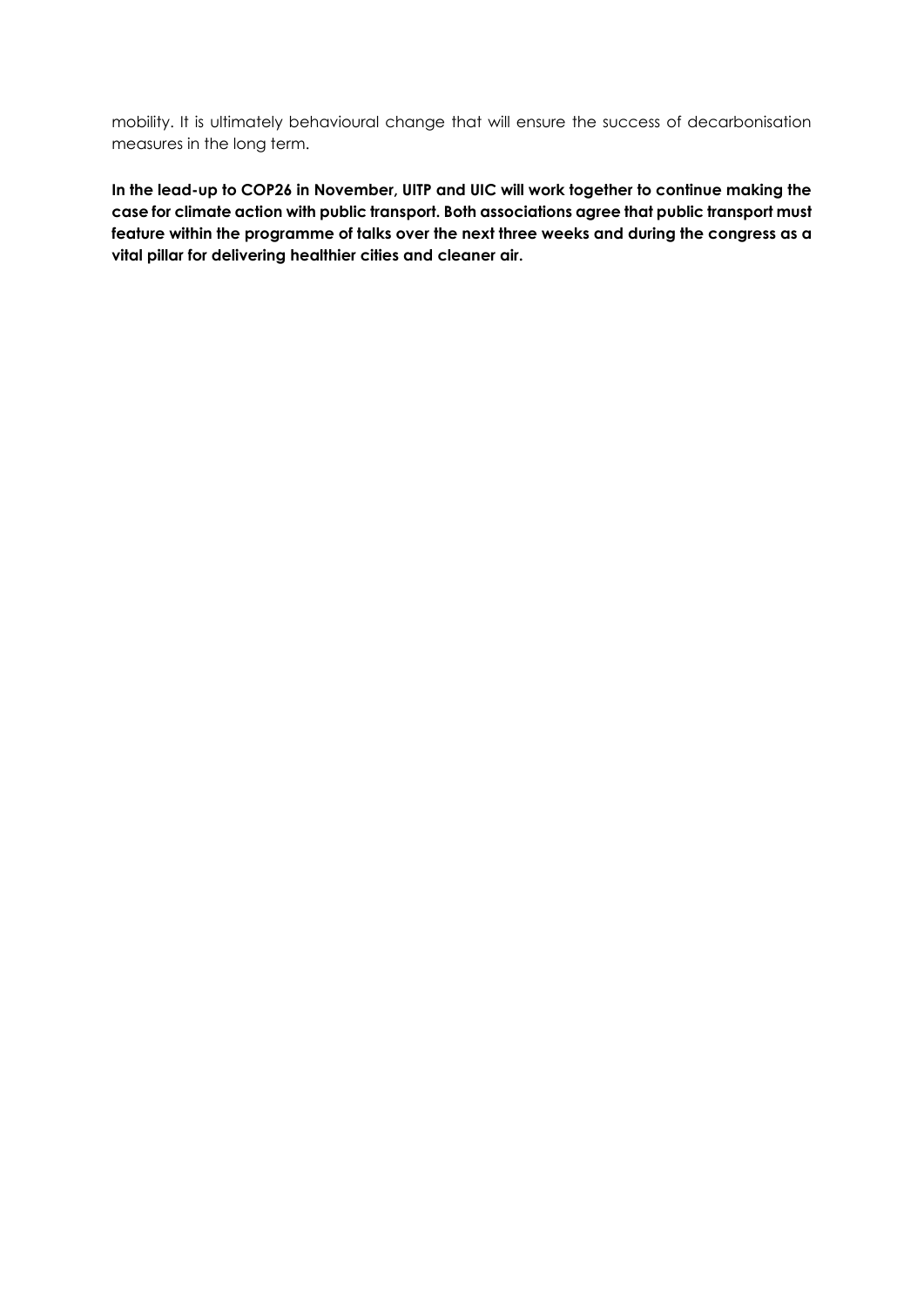mobility. It is ultimately behavioural change that will ensure the success of decarbonisation measures in the long term.

**In the lead-up to COP26 in November, UITP and UIC will work together to continue making the case for climate action with public transport. Both associations agree that public transport must feature within the programme of talks over the next three weeks and during the congress as a vital pillar for delivering healthier cities and cleaner air.**